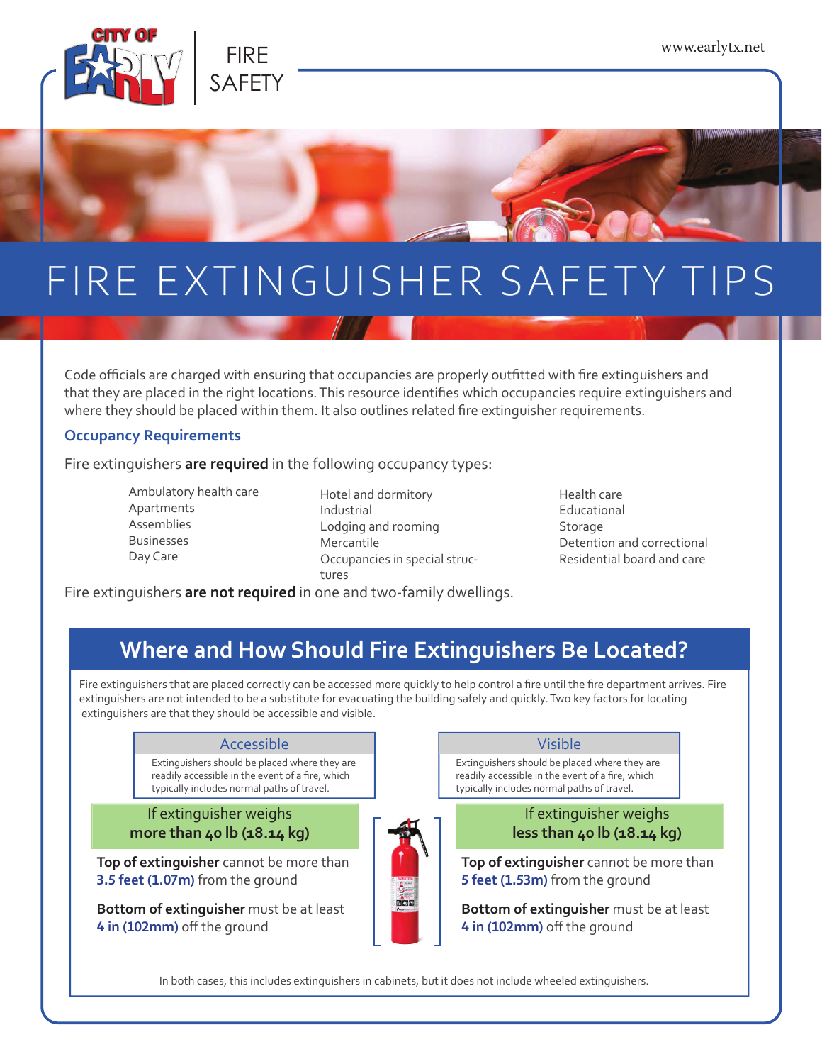CITY OF EARLY

FIRE SAFETY

www.earlytx.net

# FIRE EXTINGUISHER SAFETY TIPS

Code officials are charged with ensuring that occupancies are properly outfitted with fire extinguishers and that they are placed in the right locations. This resource identifies which occupancies require extinguishers and where they should be placed within them. It also outlines related fire extinguisher requirements.

### Occupancy Requirements

Fire extinguishers **are required** in the following occupancy types:

- Ambulatory health care
- Apartments
- Assemblies
- Businesses
- Day Care
- Hotel and dormitory
- Industrial
- Lodging and rooming
- Mercantile
- Occupancies in special structures
- Health care
- Educational
- Storage
- Detention and correctional
- Residential board and care

Fire extinguishers **are not required** in one and two-family dwellings.

## Where and How Should Fire Extinguishers Be Located?

Fire extinguishers that are placed correctly can be accessed more quickly to help control a fire until the fire department arrives. Fire extinguishers are not intended to be a substitute for evacuating the building safely and quickly. Two key factors for locating extinguishers are that they should be accessible and visible.

### Accessible

Extinguishers should be placed where they are readily accessible in the event of a fire, which typically includes normal paths of travel.

### Visible

Extinguishers should be placed where they are readily accessible in the event of a fire, which typically includes normal paths of travel.

#### If extinguisher weighs **more than 40 lb (18.14 kg)**

**Top of extinguisher** cannot be more than **3.5 feet (1.07m)** from the ground

**Bottom of extinguisher** must be at least **4 in (102mm)** off the ground

#### If extinguisher weighs **less than 40 lb (18.14 kg)**

**Top of extinguisher** cannot be more than **5 feet (1.53m)** from the ground

**Bottom of extinguisher** must be at least **4 in (102mm)** off the ground

In both cases, this includes extinguishers in cabinets, but it does not include wheeled extinguishers.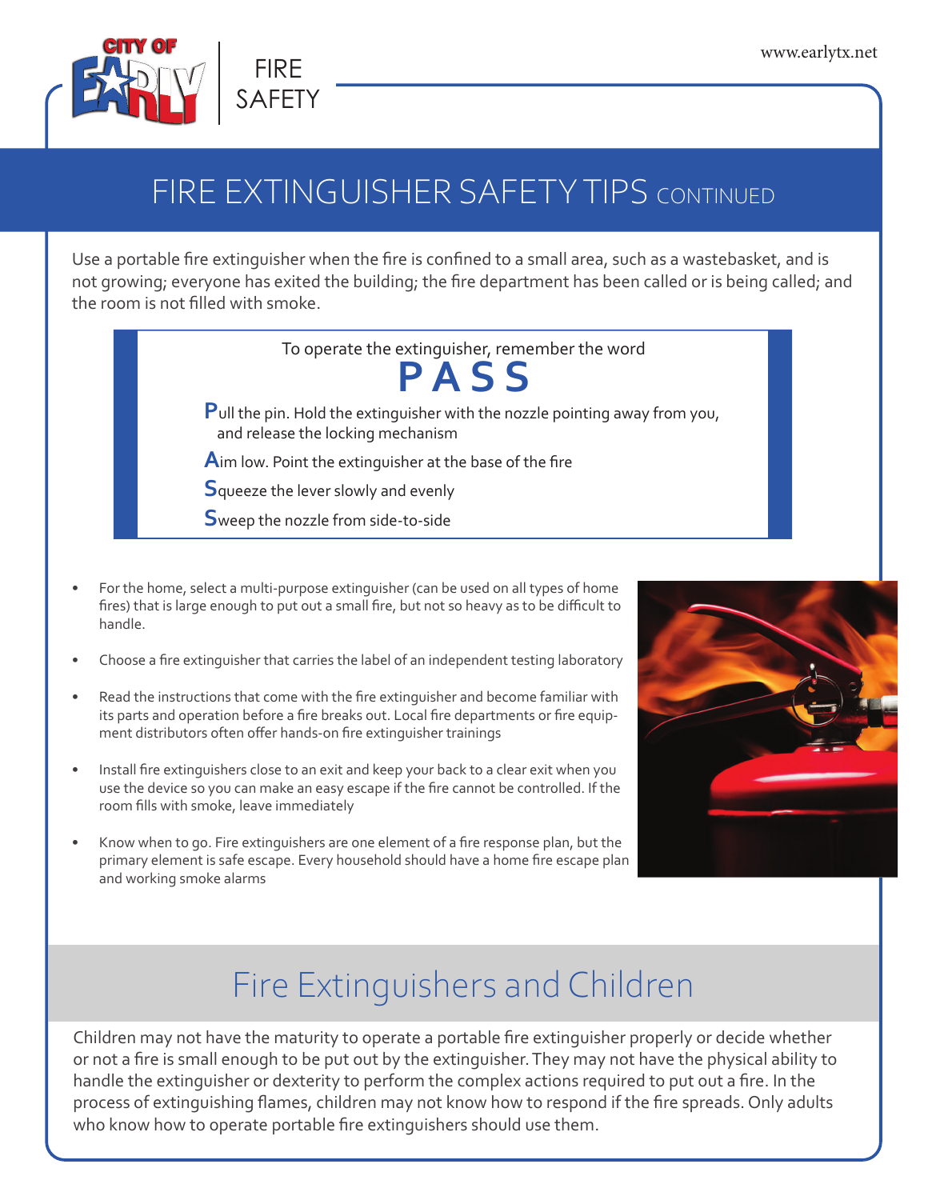# FIRE EXTINGUISHER SAFETY TIPS CONTINUED

Use a portable fire extinguisher when the fire is confined to a small area, such as a wastebasket, and is not growing; everyone has exited the building; the fire department has been called or is being called; and the room is not filled with smoke.

To operate the extinguisher, remember the word

**PASS**

**P**ull the pin. Hold the extinguisher with the nozzle pointing away from you, and release the locking mechanism

**A**im low. Point the extinguisher at the base of the fire

**S**queeze the lever slowly and evenly

**S**weep the nozzle from side-to-side

- For the home, select a multi-purpose extinguisher (can be used on all types of home fires) that is large enough to put out a small fire, but not so heavy as to be difficult to handle.
- Choose a fire extinguisher that carries the label of an independent testing laboratory
- Read the instructions that come with the fire extinguisher and become familiar with its parts and operation before a fire breaks out. Local fire departments or fire equipment distributors often offer hands-on fire extinguisher trainings
- Install fire extinguishers close to an exit and keep your back to a clear exit when you use the device so you can make an easy escape if the fire cannot be controlled. If the room fills with smoke, leave immediately
- Know when to go. Fire extinguishers are one element of a fire response plan, but the primary element is safe escape. Every household should have a home fire escape plan and working smoke alarms

## Fire Extinguishers and Children

Children may not have the maturity to operate a portable fire extinguisher properly or decide whether or not a fire is small enough to be put out by the extinguisher. They may not have the physical ability to handle the extinguisher or dexterity to perform the complex actions required to put out a fire. In the process of extinguishing flames, children may not know how to respond if the fire spreads. Only adults who know how to operate portable fire extinguishers should use them.